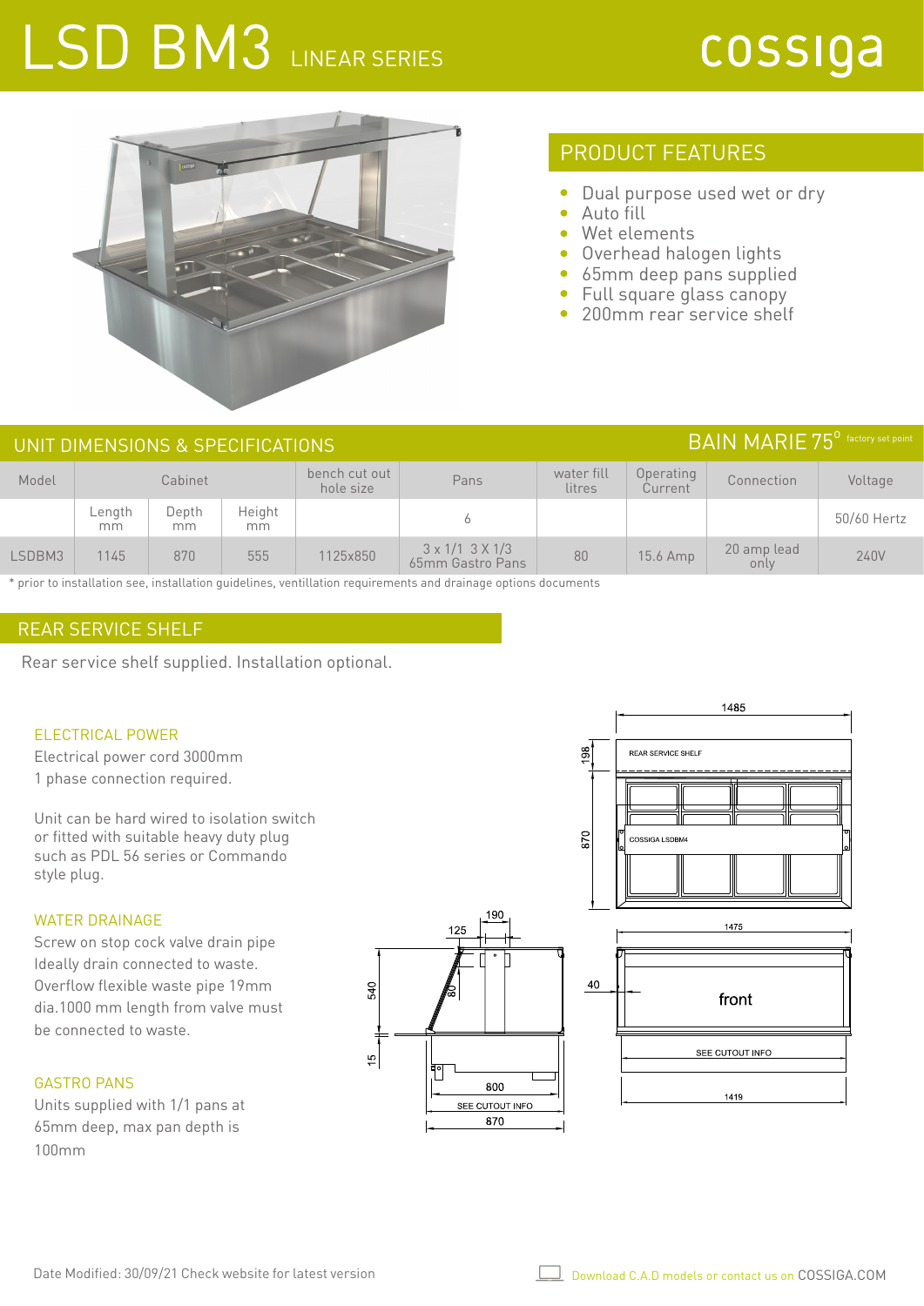# LSD BM3 LINEAR SERIES

cossiga

## PRODUCT FEATURES

- Dual purpose used wet or dry
- Auto fill
- Wet elements
- Overhead halogen lights
- 65mm deep pans supplied
- Full square glass canopy
- 200mm rear service shelf

## UNIT DIMENSIONS & SPECIFICATIONS

BAIN MARIE 75° factory set point

| Model | Cabinet | | | bench cut out hole size | Pans | water fill litres | Operating Current | Connection | Voltage |
|---|---|---|---|---|---|---|---|---|---|
| | Length mm | Depth mm | Height mm | | 6 | | | | 50/60 Hertz |
| LSDBM3 | 1145 | 870 | 555 | 1125x850 | 3 x 1/1 3 X 1/3 65mm Gastro Pans | 80 | 15.6 Amp | 20 amp lead only | 240V |

* prior to installation see, installation guidelines, ventillation requirements and drainage options documents

## REAR SERVICE SHELF

Rear service shelf supplied. Installation optional.

### ELECTRICAL POWER

Electrical power cord 3000mm
1 phase connection required.

Unit can be hard wired to isolation switch or fitted with suitable heavy duty plug such as PDL 56 series or Commando style plug.

### WATER DRAINAGE

Screw on stop cock valve drain pipe
Ideally drain connected to waste.
Overflow flexible waste pipe 19mm dia.1000 mm length from valve must be connected to waste.

### GASTRO PANS

Units supplied with 1/1 pans at 65mm deep, max pan depth is 100mm

Date Modified: 30/09/21 Check website for latest version

Download C.A.D models or contact us on COSSIGA.COM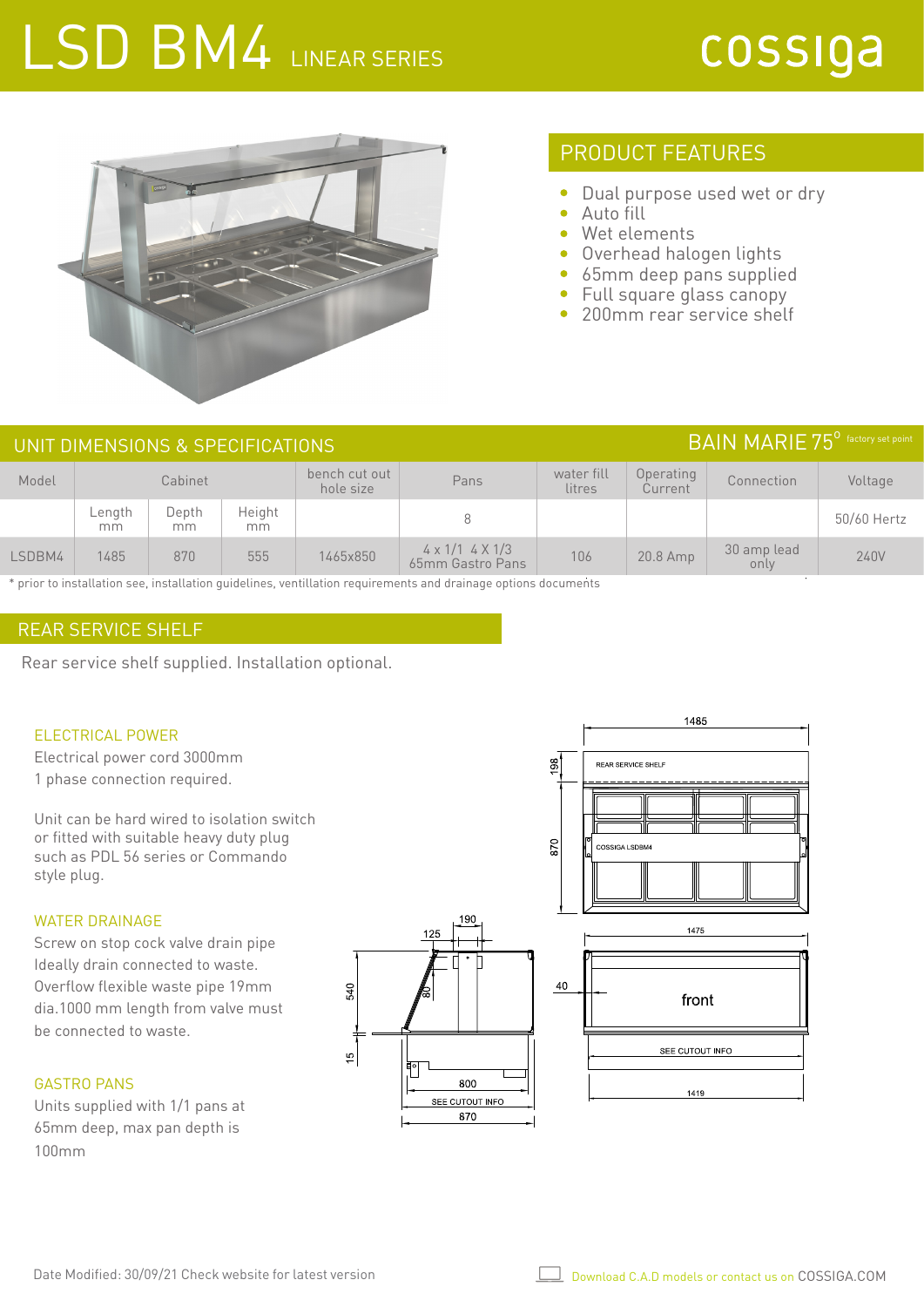# LSD BM4 LINEAR SERIES

cossiga

## PRODUCT FEATURES

- Dual purpose used wet or dry
- Auto fill
- Wet elements
- Overhead halogen lights
- 65mm deep pans supplied
- Full square glass canopy
- 200mm rear service shelf

## UNIT DIMENSIONS & SPECIFICATIONS

BAIN MARIE 75° factory set point

| Model | Cabinet | | | bench cut out hole size | Pans | water fill litres | Operating Current | Connection | Voltage |
|---|---|---|---|---|---|---|---|---|---|
| | Length mm | Depth mm | Height mm | | 8 | | | | 50/60 Hertz |
| LSDBM4 | 1485 | 870 | 555 | 1465x850 | 4 x 1/1 4 X 1/3 65mm Gastro Pans | 106 | 20.8 Amp | 30 amp lead only | 240V |

* prior to installation see, installation guidelines, ventillation requirements and drainage options documents

## REAR SERVICE SHELF

Rear service shelf supplied. Installation optional.

### ELECTRICAL POWER

Electrical power cord 3000mm
1 phase connection required.

Unit can be hard wired to isolation switch or fitted with suitable heavy duty plug such as PDL 56 series or Commando style plug.

### WATER DRAINAGE

Screw on stop cock valve drain pipe Ideally drain connected to waste. Overflow flexible waste pipe 19mm dia.1000 mm length from valve must be connected to waste.

### GASTRO PANS

Units supplied with 1/1 pans at 65mm deep, max pan depth is 100mm

Date Modified: 30/09/21 Check website for latest version

Download C.A.D models or contact us on COSSIGA.COM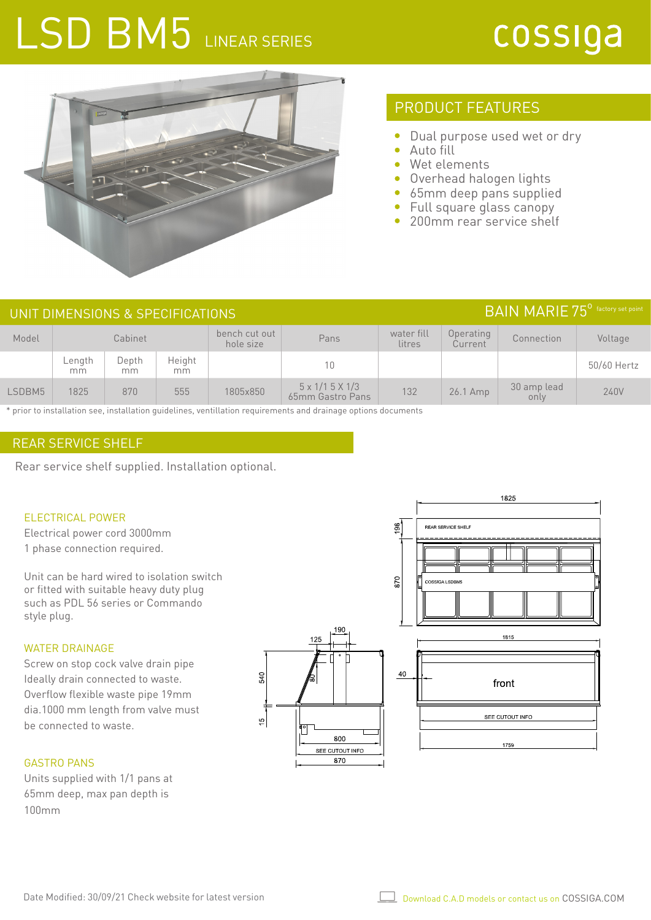# LSD BM5 LINEAR SERIES

cossiga

## PRODUCT FEATURES

- Dual purpose used wet or dry
- Auto fill
- Wet elements
- Overhead halogen lights
- 65mm deep pans supplied
- Full square glass canopy
- 200mm rear service shelf

## UNIT DIMENSIONS & SPECIFICATIONS

BAIN MARIE 75° factory set point

| Model | Cabinet | | | bench cut out hole size | Pans | water fill litres | Operating Current | Connection | Voltage |
|---|---|---|---|---|---|---|---|---|---|
| | Length mm | Depth mm | Height mm | | 10 | | | | 50/60 Hertz |
| LSDBM5 | 1825 | 870 | 555 | 1805x850 | 5 x 1/1 5 X 1/3 65mm Gastro Pans | 132 | 26.1 Amp | 30 amp lead only | 240V |

* prior to installation see, installation guidelines, ventillation requirements and drainage options documents

## REAR SERVICE SHELF

Rear service shelf supplied. Installation optional.

### ELECTRICAL POWER

Electrical power cord 3000mm
1 phase connection required.

Unit can be hard wired to isolation switch or fitted with suitable heavy duty plug such as PDL 56 series or Commando style plug.

### WATER DRAINAGE

Screw on stop cock valve drain pipe
Ideally drain connected to waste.
Overflow flexible waste pipe 19mm dia.1000 mm length from valve must be connected to waste.

### GASTRO PANS

Units supplied with 1/1 pans at 65mm deep, max pan depth is 100mm

1825
198
REAR SERVICE SHELF
870
COSSIGA LSDBM5
1815
40
front
SEE CUTOUT INFO
1759
190
125
540
80
15
800
SEE CUTOUT INFO
870

Date Modified: 30/09/21 Check website for latest version

Download C.A.D models or contact us on COSSIGA.COM